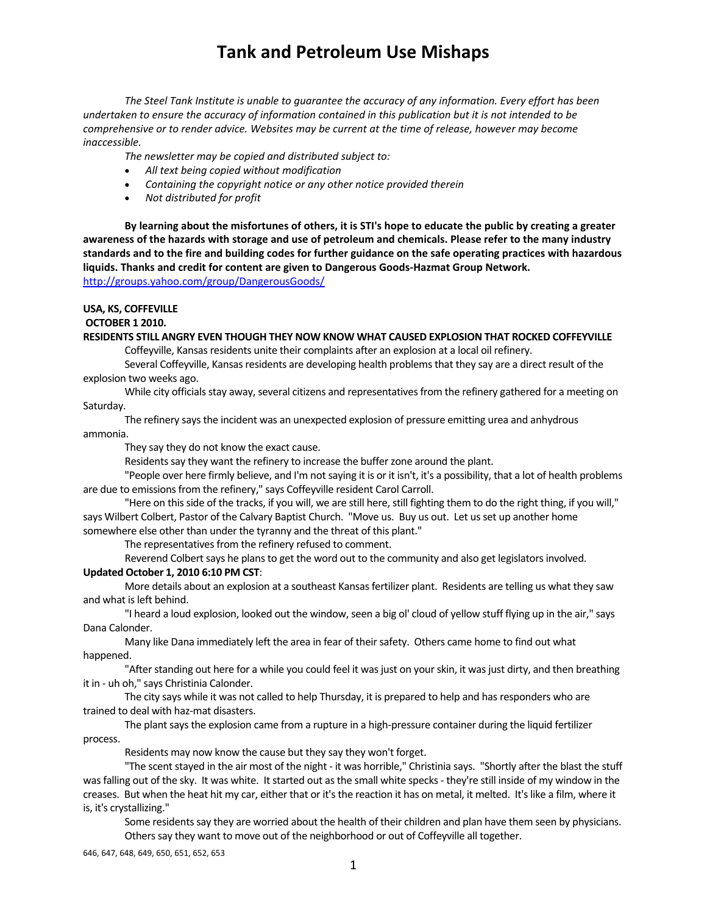# Tank and Petroleum Use Mishaps

*The Steel Tank Institute is unable to guarantee the accuracy of any information. Every effort has been undertaken to ensure the accuracy of information contained in this publication but it is not intended to be comprehensive or to render advice. Websites may be current at the time of release, however may become inaccessible.*

*The newsletter may be copied and distributed subject to:*

- *All text being copied without modification*
- *Containing the copyright notice or any other notice provided therein*
- *Not distributed for profit*

**By learning about the misfortunes of others, it is STI's hope to educate the public by creating a greater awareness of the hazards with storage and use of petroleum and chemicals. Please refer to the many industry standards and to the fire and building codes for further guidance on the safe operating practices with hazardous liquids. Thanks and credit for content are given to Dangerous Goods-Hazmat Group Network.**
http://groups.yahoo.com/group/DangerousGoods/

**USA, KS, COFFEVILLE**
**OCTOBER 1 2010.**
**RESIDENTS STILL ANGRY EVEN THOUGH THEY NOW KNOW WHAT CAUSED EXPLOSION THAT ROCKED COFFEYVILLE**

Coffeyville, Kansas residents unite their complaints after an explosion at a local oil refinery.

Several Coffeyville, Kansas residents are developing health problems that they say are a direct result of the explosion two weeks ago.

While city officials stay away, several citizens and representatives from the refinery gathered for a meeting on Saturday.

The refinery says the incident was an unexpected explosion of pressure emitting urea and anhydrous ammonia.

They say they do not know the exact cause.

Residents say they want the refinery to increase the buffer zone around the plant.

"People over here firmly believe, and I'm not saying it is or it isn't, it's a possibility, that a lot of health problems are due to emissions from the refinery," says Coffeyville resident Carol Carroll.

"Here on this side of the tracks, if you will, we are still here, still fighting them to do the right thing, if you will," says Wilbert Colbert, Pastor of the Calvary Baptist Church. "Move us. Buy us out. Let us set up another home somewhere else other than under the tyranny and the threat of this plant."

The representatives from the refinery refused to comment.

Reverend Colbert says he plans to get the word out to the community and also get legislators involved.

**Updated October 1, 2010 6:10 PM CST**:

More details about an explosion at a southeast Kansas fertilizer plant. Residents are telling us what they saw and what is left behind.

"I heard a loud explosion, looked out the window, seen a big ol' cloud of yellow stuff flying up in the air," says Dana Calonder.

Many like Dana immediately left the area in fear of their safety. Others came home to find out what happened.

"After standing out here for a while you could feel it was just on your skin, it was just dirty, and then breathing it in - uh oh," says Christinia Calonder.

The city says while it was not called to help Thursday, it is prepared to help and has responders who are trained to deal with haz-mat disasters.

The plant says the explosion came from a rupture in a high-pressure container during the liquid fertilizer process.

Residents may now know the cause but they say they won't forget.

"The scent stayed in the air most of the night - it was horrible," Christinia says. "Shortly after the blast the stuff was falling out of the sky. It was white. It started out as the small white specks - they're still inside of my window in the creases. But when the heat hit my car, either that or it's the reaction it has on metal, it melted. It's like a film, where it is, it's crystallizing."

Some residents say they are worried about the health of their children and plan have them seen by physicians.

Others say they want to move out of the neighborhood or out of Coffeyville all together.

646, 647, 648, 649, 650, 651, 652, 653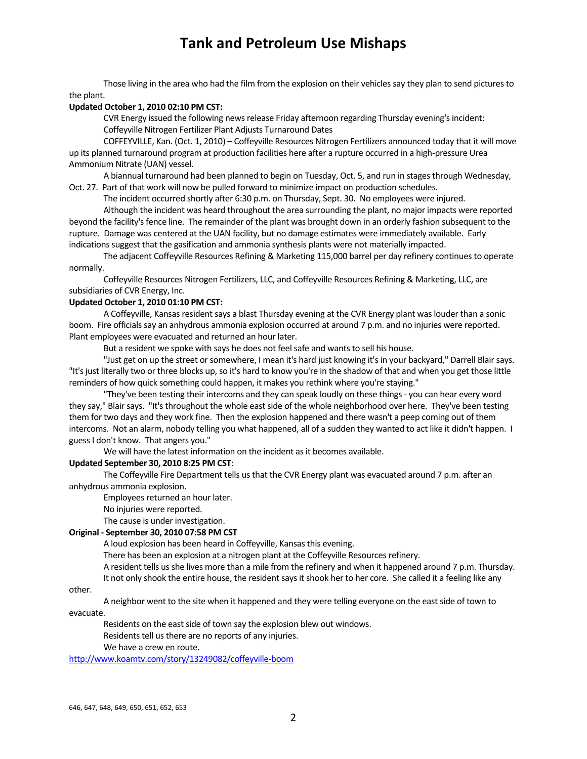Those living in the area who had the film from the explosion on their vehicles say they plan to send pictures to the plant.

**Updated October 1, 2010 02:10 PM CST:**

CVR Energy issued the following news release Friday afternoon regarding Thursday evening's incident:

Coffeyville Nitrogen Fertilizer Plant Adjusts Turnaround Dates

COFFEYVILLE, Kan. (Oct. 1, 2010) – Coffeyville Resources Nitrogen Fertilizers announced today that it will move up its planned turnaround program at production facilities here after a rupture occurred in a high-pressure Urea Ammonium Nitrate (UAN) vessel.

A biannual turnaround had been planned to begin on Tuesday, Oct. 5, and run in stages through Wednesday, Oct. 27. Part of that work will now be pulled forward to minimize impact on production schedules.

The incident occurred shortly after 6:30 p.m. on Thursday, Sept. 30. No employees were injured.

Although the incident was heard throughout the area surrounding the plant, no major impacts were reported beyond the facility's fence line. The remainder of the plant was brought down in an orderly fashion subsequent to the rupture. Damage was centered at the UAN facility, but no damage estimates were immediately available. Early indications suggest that the gasification and ammonia synthesis plants were not materially impacted.

The adjacent Coffeyville Resources Refining & Marketing 115,000 barrel per day refinery continues to operate normally.

Coffeyville Resources Nitrogen Fertilizers, LLC, and Coffeyville Resources Refining & Marketing, LLC, are subsidiaries of CVR Energy, Inc.

**Updated October 1, 2010 01:10 PM CST:**

A Coffeyville, Kansas resident says a blast Thursday evening at the CVR Energy plant was louder than a sonic boom. Fire officials say an anhydrous ammonia explosion occurred at around 7 p.m. and no injuries were reported. Plant employees were evacuated and returned an hour later.

But a resident we spoke with says he does not feel safe and wants to sell his house.

"Just get on up the street or somewhere, I mean it's hard just knowing it's in your backyard," Darrell Blair says. "It's just literally two or three blocks up, so it's hard to know you're in the shadow of that and when you get those little reminders of how quick something could happen, it makes you rethink where you're staying."

"They've been testing their intercoms and they can speak loudly on these things - you can hear every word they say," Blair says. "It's throughout the whole east side of the whole neighborhood over here. They've been testing them for two days and they work fine. Then the explosion happened and there wasn't a peep coming out of them intercoms. Not an alarm, nobody telling you what happened, all of a sudden they wanted to act like it didn't happen. I guess I don't know. That angers you."

We will have the latest information on the incident as it becomes available.

**Updated September 30, 2010 8:25 PM CST**:

The Coffeyville Fire Department tells us that the CVR Energy plant was evacuated around 7 p.m. after an anhydrous ammonia explosion.

Employees returned an hour later.

No injuries were reported.

The cause is under investigation.

**Original - September 30, 2010 07:58 PM CST**

A loud explosion has been heard in Coffeyville, Kansas this evening.

There has been an explosion at a nitrogen plant at the Coffeyville Resources refinery.

A resident tells us she lives more than a mile from the refinery and when it happened around 7 p.m. Thursday.

It not only shook the entire house, the resident says it shook her to her core. She called it a feeling like any other.

A neighbor went to the site when it happened and they were telling everyone on the east side of town to evacuate.

Residents on the east side of town say the explosion blew out windows.

Residents tell us there are no reports of any injuries.

We have a crew en route.

http://www.koamtv.com/story/13249082/coffeyville-boom

646, 647, 648, 649, 650, 651, 652, 653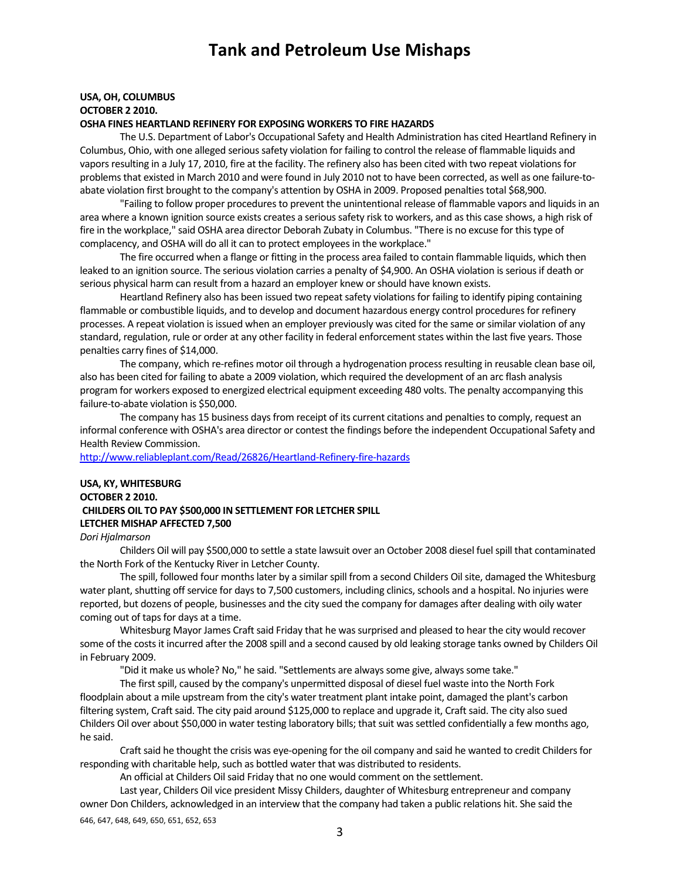# Tank and Petroleum Use Mishaps

**USA, OH, COLUMBUS**
**OCTOBER 2 2010.**
**OSHA FINES HEARTLAND REFINERY FOR EXPOSING WORKERS TO FIRE HAZARDS**

The U.S. Department of Labor's Occupational Safety and Health Administration has cited Heartland Refinery in Columbus, Ohio, with one alleged serious safety violation for failing to control the release of flammable liquids and vapors resulting in a July 17, 2010, fire at the facility. The refinery also has been cited with two repeat violations for problems that existed in March 2010 and were found in July 2010 not to have been corrected, as well as one failure-to-abate violation first brought to the company's attention by OSHA in 2009. Proposed penalties total $68,900.

"Failing to follow proper procedures to prevent the unintentional release of flammable vapors and liquids in an area where a known ignition source exists creates a serious safety risk to workers, and as this case shows, a high risk of fire in the workplace," said OSHA area director Deborah Zubaty in Columbus. "There is no excuse for this type of complacency, and OSHA will do all it can to protect employees in the workplace."

The fire occurred when a flange or fitting in the process area failed to contain flammable liquids, which then leaked to an ignition source. The serious violation carries a penalty of $4,900. An OSHA violation is serious if death or serious physical harm can result from a hazard an employer knew or should have known exists.

Heartland Refinery also has been issued two repeat safety violations for failing to identify piping containing flammable or combustible liquids, and to develop and document hazardous energy control procedures for refinery processes. A repeat violation is issued when an employer previously was cited for the same or similar violation of any standard, regulation, rule or order at any other facility in federal enforcement states within the last five years. Those penalties carry fines of $14,000.

The company, which re-refines motor oil through a hydrogenation process resulting in reusable clean base oil, also has been cited for failing to abate a 2009 violation, which required the development of an arc flash analysis program for workers exposed to energized electrical equipment exceeding 480 volts. The penalty accompanying this failure-to-abate violation is $50,000.

The company has 15 business days from receipt of its current citations and penalties to comply, request an informal conference with OSHA's area director or contest the findings before the independent Occupational Safety and Health Review Commission.

http://www.reliableplant.com/Read/26826/Heartland-Refinery-fire-hazards

**USA, KY, WHITESBURG**
**OCTOBER 2 2010.**
**CHILDERS OIL TO PAY $500,000 IN SETTLEMENT FOR LETCHER SPILL**
**LETCHER MISHAP AFFECTED 7,500**

*Dori Hjalmarson*

Childers Oil will pay $500,000 to settle a state lawsuit over an October 2008 diesel fuel spill that contaminated the North Fork of the Kentucky River in Letcher County.

The spill, followed four months later by a similar spill from a second Childers Oil site, damaged the Whitesburg water plant, shutting off service for days to 7,500 customers, including clinics, schools and a hospital. No injuries were reported, but dozens of people, businesses and the city sued the company for damages after dealing with oily water coming out of taps for days at a time.

Whitesburg Mayor James Craft said Friday that he was surprised and pleased to hear the city would recover some of the costs it incurred after the 2008 spill and a second caused by old leaking storage tanks owned by Childers Oil in February 2009.

"Did it make us whole? No," he said. "Settlements are always some give, always some take."

The first spill, caused by the company's unpermitted disposal of diesel fuel waste into the North Fork floodplain about a mile upstream from the city's water treatment plant intake point, damaged the plant's carbon filtering system, Craft said. The city paid around $125,000 to replace and upgrade it, Craft said. The city also sued Childers Oil over about $50,000 in water testing laboratory bills; that suit was settled confidentially a few months ago, he said.

Craft said he thought the crisis was eye-opening for the oil company and said he wanted to credit Childers for responding with charitable help, such as bottled water that was distributed to residents.

An official at Childers Oil said Friday that no one would comment on the settlement.

Last year, Childers Oil vice president Missy Childers, daughter of Whitesburg entrepreneur and company owner Don Childers, acknowledged in an interview that the company had taken a public relations hit. She said the

646, 647, 648, 649, 650, 651, 652, 653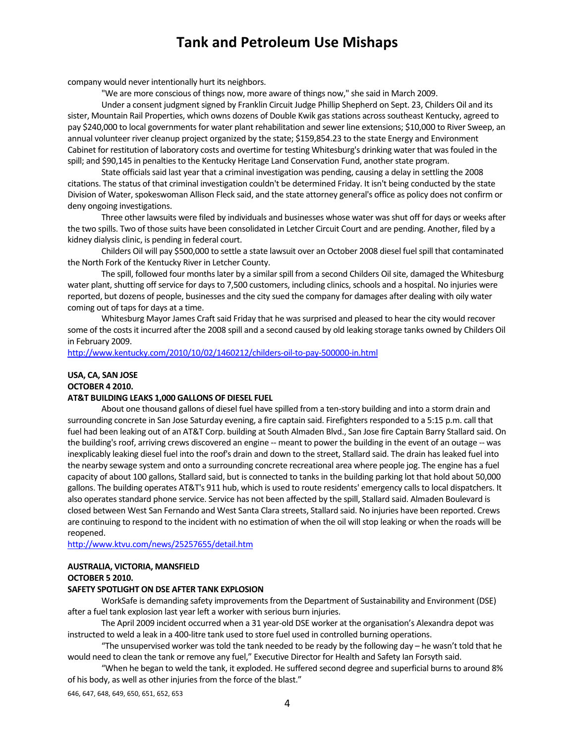company would never intentionally hurt its neighbors.

"We are more conscious of things now, more aware of things now," she said in March 2009.

Under a consent judgment signed by Franklin Circuit Judge Phillip Shepherd on Sept. 23, Childers Oil and its sister, Mountain Rail Properties, which owns dozens of Double Kwik gas stations across southeast Kentucky, agreed to pay $240,000 to local governments for water plant rehabilitation and sewer line extensions; $10,000 to River Sweep, an annual volunteer river cleanup project organized by the state; $159,854.23 to the state Energy and Environment Cabinet for restitution of laboratory costs and overtime for testing Whitesburg's drinking water that was fouled in the spill; and $90,145 in penalties to the Kentucky Heritage Land Conservation Fund, another state program.

State officials said last year that a criminal investigation was pending, causing a delay in settling the 2008 citations. The status of that criminal investigation couldn't be determined Friday. It isn't being conducted by the state Division of Water, spokeswoman Allison Fleck said, and the state attorney general's office as policy does not confirm or deny ongoing investigations.

Three other lawsuits were filed by individuals and businesses whose water was shut off for days or weeks after the two spills. Two of those suits have been consolidated in Letcher Circuit Court and are pending. Another, filed by a kidney dialysis clinic, is pending in federal court.

Childers Oil will pay $500,000 to settle a state lawsuit over an October 2008 diesel fuel spill that contaminated the North Fork of the Kentucky River in Letcher County.

The spill, followed four months later by a similar spill from a second Childers Oil site, damaged the Whitesburg water plant, shutting off service for days to 7,500 customers, including clinics, schools and a hospital. No injuries were reported, but dozens of people, businesses and the city sued the company for damages after dealing with oily water coming out of taps for days at a time.

Whitesburg Mayor James Craft said Friday that he was surprised and pleased to hear the city would recover some of the costs it incurred after the 2008 spill and a second caused by old leaking storage tanks owned by Childers Oil in February 2009.

http://www.kentucky.com/2010/10/02/1460212/childers-oil-to-pay-500000-in.html

**USA, CA, SAN JOSE**
**OCTOBER 4 2010.**
**AT&T BUILDING LEAKS 1,000 GALLONS OF DIESEL FUEL**

About one thousand gallons of diesel fuel have spilled from a ten-story building and into a storm drain and surrounding concrete in San Jose Saturday evening, a fire captain said. Firefighters responded to a 5:15 p.m. call that fuel had been leaking out of an AT&T Corp. building at South Almaden Blvd., San Jose fire Captain Barry Stallard said. On the building's roof, arriving crews discovered an engine -- meant to power the building in the event of an outage -- was inexplicably leaking diesel fuel into the roof's drain and down to the street, Stallard said. The drain has leaked fuel into the nearby sewage system and onto a surrounding concrete recreational area where people jog. The engine has a fuel capacity of about 100 gallons, Stallard said, but is connected to tanks in the building parking lot that hold about 50,000 gallons. The building operates AT&T's 911 hub, which is used to route residents' emergency calls to local dispatchers. It also operates standard phone service. Service has not been affected by the spill, Stallard said. Almaden Boulevard is closed between West San Fernando and West Santa Clara streets, Stallard said. No injuries have been reported. Crews are continuing to respond to the incident with no estimation of when the oil will stop leaking or when the roads will be reopened.

http://www.ktvu.com/news/25257655/detail.htm

**AUSTRALIA, VICTORIA, MANSFIELD**
**OCTOBER 5 2010.**
**SAFETY SPOTLIGHT ON DSE AFTER TANK EXPLOSION**

WorkSafe is demanding safety improvements from the Department of Sustainability and Environment (DSE) after a fuel tank explosion last year left a worker with serious burn injuries.

The April 2009 incident occurred when a 31 year-old DSE worker at the organisation's Alexandra depot was instructed to weld a leak in a 400-litre tank used to store fuel used in controlled burning operations.

"The unsupervised worker was told the tank needed to be ready by the following day – he wasn't told that he would need to clean the tank or remove any fuel," Executive Director for Health and Safety Ian Forsyth said.

"When he began to weld the tank, it exploded. He suffered second degree and superficial burns to around 8% of his body, as well as other injuries from the force of the blast."

646, 647, 648, 649, 650, 651, 652, 653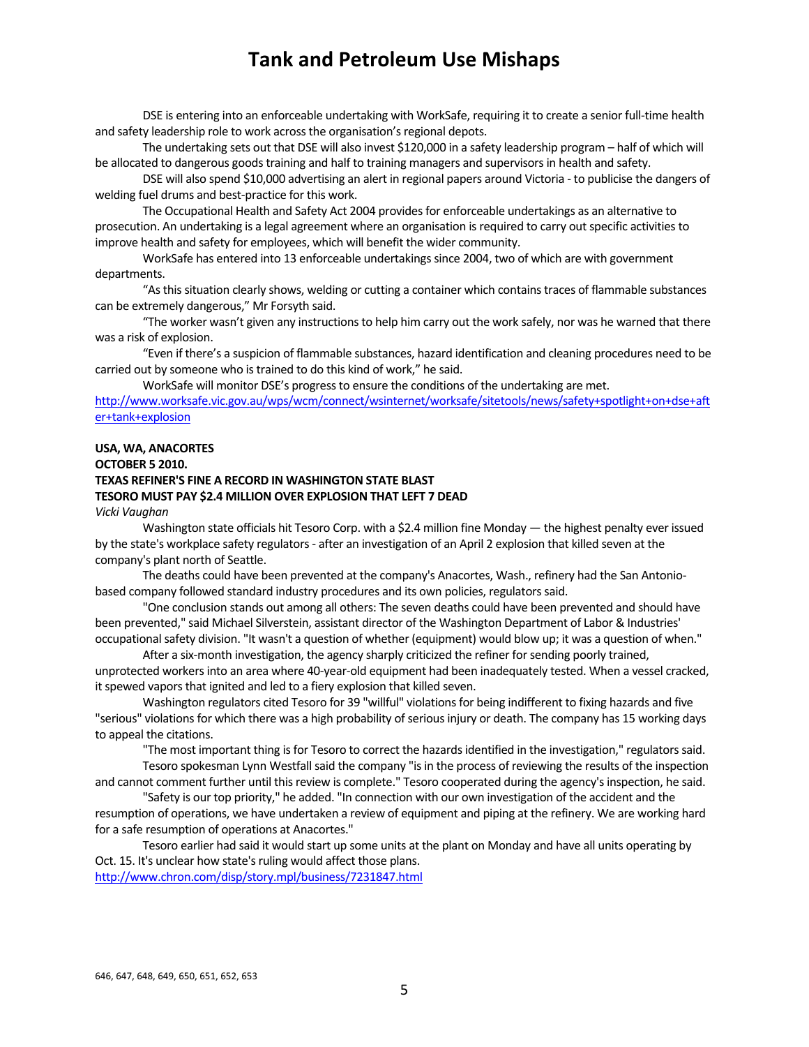DSE is entering into an enforceable undertaking with WorkSafe, requiring it to create a senior full-time health and safety leadership role to work across the organisation's regional depots.

The undertaking sets out that DSE will also invest $120,000 in a safety leadership program – half of which will be allocated to dangerous goods training and half to training managers and supervisors in health and safety.

DSE will also spend $10,000 advertising an alert in regional papers around Victoria - to publicise the dangers of welding fuel drums and best-practice for this work.

The Occupational Health and Safety Act 2004 provides for enforceable undertakings as an alternative to prosecution. An undertaking is a legal agreement where an organisation is required to carry out specific activities to improve health and safety for employees, which will benefit the wider community.

WorkSafe has entered into 13 enforceable undertakings since 2004, two of which are with government departments.

"As this situation clearly shows, welding or cutting a container which contains traces of flammable substances can be extremely dangerous," Mr Forsyth said.

"The worker wasn't given any instructions to help him carry out the work safely, nor was he warned that there was a risk of explosion.

"Even if there's a suspicion of flammable substances, hazard identification and cleaning procedures need to be carried out by someone who is trained to do this kind of work," he said.

WorkSafe will monitor DSE's progress to ensure the conditions of the undertaking are met.

http://www.worksafe.vic.gov.au/wps/wcm/connect/wsinternet/worksafe/sitetools/news/safety+spotlight+on+dse+after+tank+explosion

**USA, WA, ANACORTES**
**OCTOBER 5 2010.**
**TEXAS REFINER'S FINE A RECORD IN WASHINGTON STATE BLAST**
**TESORO MUST PAY $2.4 MILLION OVER EXPLOSION THAT LEFT 7 DEAD**

*Vicki Vaughan*

Washington state officials hit Tesoro Corp. with a $2.4 million fine Monday — the highest penalty ever issued by the state's workplace safety regulators - after an investigation of an April 2 explosion that killed seven at the company's plant north of Seattle.

The deaths could have been prevented at the company's Anacortes, Wash., refinery had the San Antonio-based company followed standard industry procedures and its own policies, regulators said.

"One conclusion stands out among all others: The seven deaths could have been prevented and should have been prevented," said Michael Silverstein, assistant director of the Washington Department of Labor & Industries' occupational safety division. "It wasn't a question of whether (equipment) would blow up; it was a question of when."

After a six-month investigation, the agency sharply criticized the refiner for sending poorly trained, unprotected workers into an area where 40-year-old equipment had been inadequately tested. When a vessel cracked, it spewed vapors that ignited and led to a fiery explosion that killed seven.

Washington regulators cited Tesoro for 39 "willful" violations for being indifferent to fixing hazards and five "serious" violations for which there was a high probability of serious injury or death. The company has 15 working days to appeal the citations.

"The most important thing is for Tesoro to correct the hazards identified in the investigation," regulators said.

Tesoro spokesman Lynn Westfall said the company "is in the process of reviewing the results of the inspection and cannot comment further until this review is complete." Tesoro cooperated during the agency's inspection, he said.

"Safety is our top priority," he added. "In connection with our own investigation of the accident and the resumption of operations, we have undertaken a review of equipment and piping at the refinery. We are working hard for a safe resumption of operations at Anacortes."

Tesoro earlier had said it would start up some units at the plant on Monday and have all units operating by Oct. 15. It's unclear how state's ruling would affect those plans.

http://www.chron.com/disp/story.mpl/business/7231847.html

646, 647, 648, 649, 650, 651, 652, 653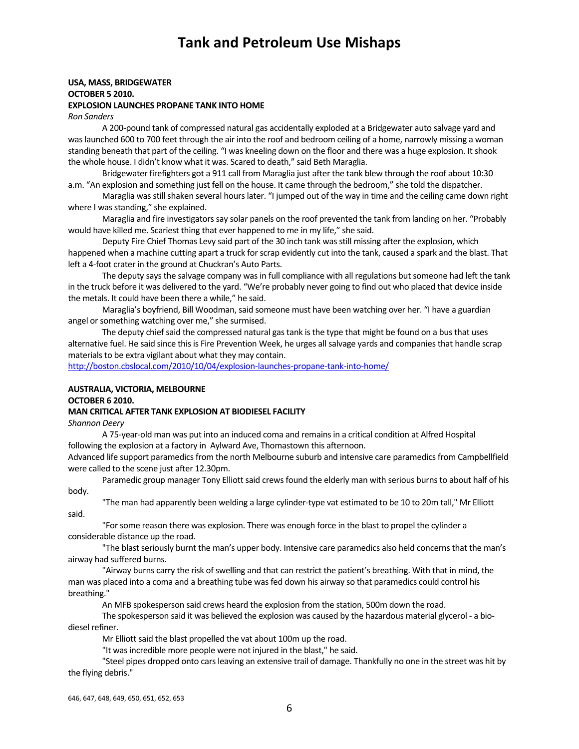# Tank and Petroleum Use Mishaps

**USA, MASS, BRIDGEWATER**
**OCTOBER 5 2010.**
**EXPLOSION LAUNCHES PROPANE TANK INTO HOME**
*Ron Sanders*

A 200-pound tank of compressed natural gas accidentally exploded at a Bridgewater auto salvage yard and was launched 600 to 700 feet through the air into the roof and bedroom ceiling of a home, narrowly missing a woman standing beneath that part of the ceiling. "I was kneeling down on the floor and there was a huge explosion. It shook the whole house. I didn't know what it was. Scared to death," said Beth Maraglia.

Bridgewater firefighters got a 911 call from Maraglia just after the tank blew through the roof about 10:30 a.m. "An explosion and something just fell on the house. It came through the bedroom," she told the dispatcher.

Maraglia was still shaken several hours later. "I jumped out of the way in time and the ceiling came down right where I was standing," she explained.

Maraglia and fire investigators say solar panels on the roof prevented the tank from landing on her. "Probably would have killed me. Scariest thing that ever happened to me in my life," she said.

Deputy Fire Chief Thomas Levy said part of the 30 inch tank was still missing after the explosion, which happened when a machine cutting apart a truck for scrap evidently cut into the tank, caused a spark and the blast. That left a 4-foot crater in the ground at Chuckran's Auto Parts.

The deputy says the salvage company was in full compliance with all regulations but someone had left the tank in the truck before it was delivered to the yard. "We're probably never going to find out who placed that device inside the metals. It could have been there a while," he said.

Maraglia's boyfriend, Bill Woodman, said someone must have been watching over her. "I have a guardian angel or something watching over me," she surmised.

The deputy chief said the compressed natural gas tank is the type that might be found on a bus that uses alternative fuel. He said since this is Fire Prevention Week, he urges all salvage yards and companies that handle scrap materials to be extra vigilant about what they may contain.
http://boston.cbslocal.com/2010/10/04/explosion-launches-propane-tank-into-home/

**AUSTRALIA, VICTORIA, MELBOURNE**
**OCTOBER 6 2010.**
**MAN CRITICAL AFTER TANK EXPLOSION AT BIODIESEL FACILITY**
*Shannon Deery*

A 75-year-old man was put into an induced coma and remains in a critical condition at Alfred Hospital following the explosion at a factory in Aylward Ave, Thomastown this afternoon.
Advanced life support paramedics from the north Melbourne suburb and intensive care paramedics from Campbellfield were called to the scene just after 12.30pm.

Paramedic group manager Tony Elliott said crews found the elderly man with serious burns to about half of his body.

"The man had apparently been welding a large cylinder-type vat estimated to be 10 to 20m tall," Mr Elliott said.

"For some reason there was explosion. There was enough force in the blast to propel the cylinder a considerable distance up the road.

"The blast seriously burnt the man's upper body. Intensive care paramedics also held concerns that the man's airway had suffered burns.

"Airway burns carry the risk of swelling and that can restrict the patient's breathing. With that in mind, the man was placed into a coma and a breathing tube was fed down his airway so that paramedics could control his breathing."

An MFB spokesperson said crews heard the explosion from the station, 500m down the road.

The spokesperson said it was believed the explosion was caused by the hazardous material glycerol - a bio-diesel refiner.

Mr Elliott said the blast propelled the vat about 100m up the road.

"It was incredible more people were not injured in the blast," he said.

"Steel pipes dropped onto cars leaving an extensive trail of damage. Thankfully no one in the street was hit by the flying debris."

646, 647, 648, 649, 650, 651, 652, 653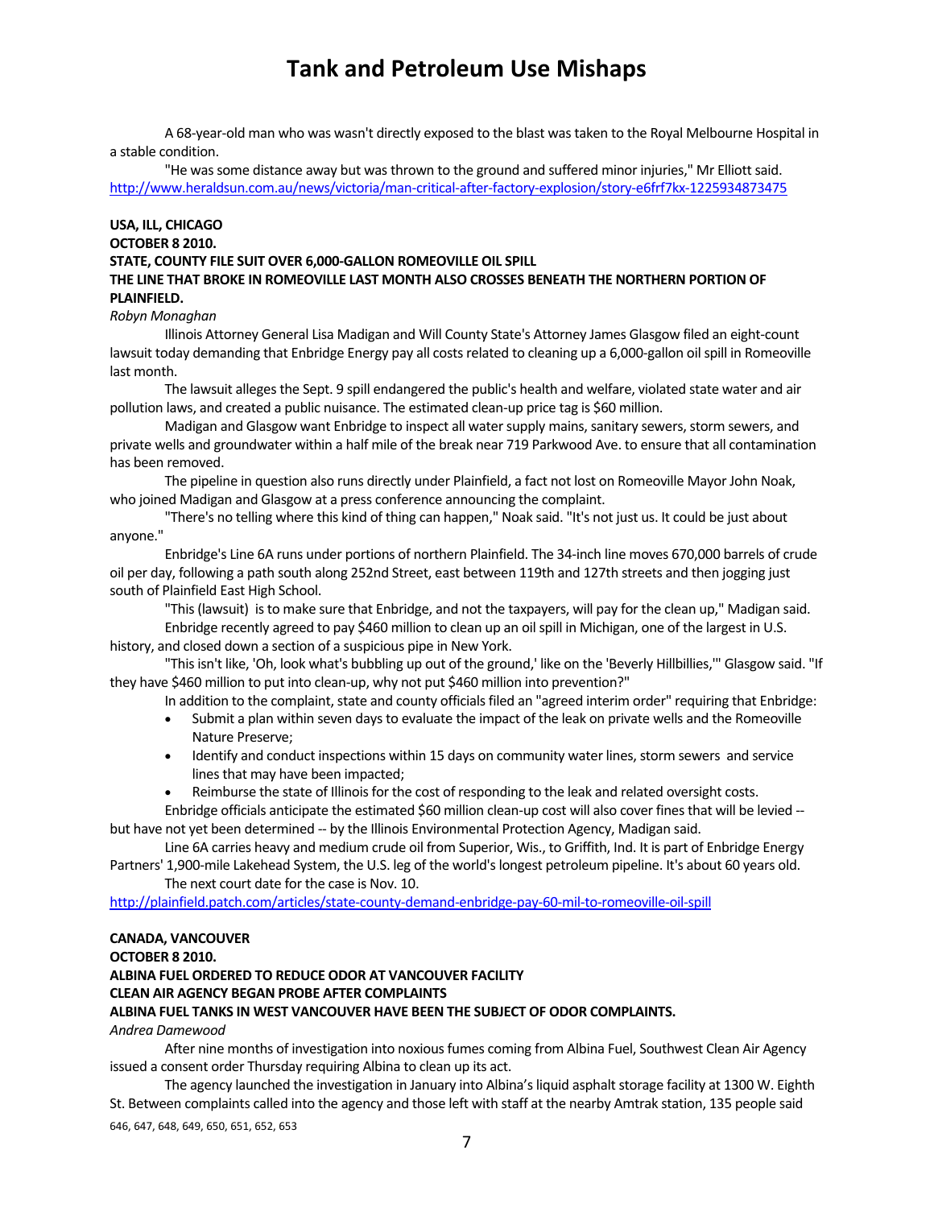A 68-year-old man who was wasn't directly exposed to the blast was taken to the Royal Melbourne Hospital in a stable condition.

"He was some distance away but was thrown to the ground and suffered minor injuries," Mr Elliott said.
http://www.heraldsun.com.au/news/victoria/man-critical-after-factory-explosion/story-e6frf7kx-1225934873475

**USA, ILL, CHICAGO**
**OCTOBER 8 2010.**
**STATE, COUNTY FILE SUIT OVER 6,000-GALLON ROMEOVILLE OIL SPILL**
**THE LINE THAT BROKE IN ROMEOVILLE LAST MONTH ALSO CROSSES BENEATH THE NORTHERN PORTION OF PLAINFIELD.**
*Robyn Monaghan*

Illinois Attorney General Lisa Madigan and Will County State's Attorney James Glasgow filed an eight-count lawsuit today demanding that Enbridge Energy pay all costs related to cleaning up a 6,000-gallon oil spill in Romeoville last month.

The lawsuit alleges the Sept. 9 spill endangered the public's health and welfare, violated state water and air pollution laws, and created a public nuisance. The estimated clean-up price tag is $60 million.

Madigan and Glasgow want Enbridge to inspect all water supply mains, sanitary sewers, storm sewers, and private wells and groundwater within a half mile of the break near 719 Parkwood Ave. to ensure that all contamination has been removed.

The pipeline in question also runs directly under Plainfield, a fact not lost on Romeoville Mayor John Noak, who joined Madigan and Glasgow at a press conference announcing the complaint.

"There's no telling where this kind of thing can happen," Noak said. "It's not just us. It could be just about anyone."

Enbridge's Line 6A runs under portions of northern Plainfield. The 34-inch line moves 670,000 barrels of crude oil per day, following a path south along 252nd Street, east between 119th and 127th streets and then jogging just south of Plainfield East High School.

"This (lawsuit) is to make sure that Enbridge, and not the taxpayers, will pay for the clean up," Madigan said.

Enbridge recently agreed to pay $460 million to clean up an oil spill in Michigan, one of the largest in U.S. history, and closed down a section of a suspicious pipe in New York.

"This isn't like, 'Oh, look what's bubbling up out of the ground,' like on the 'Beverly Hillbillies,'" Glasgow said. "If they have $460 million to put into clean-up, why not put $460 million into prevention?"

In addition to the complaint, state and county officials filed an "agreed interim order" requiring that Enbridge:

- Submit a plan within seven days to evaluate the impact of the leak on private wells and the Romeoville Nature Preserve;
- Identify and conduct inspections within 15 days on community water lines, storm sewers and service lines that may have been impacted;
- Reimburse the state of Illinois for the cost of responding to the leak and related oversight costs.

Enbridge officials anticipate the estimated $60 million clean-up cost will also cover fines that will be levied -- but have not yet been determined -- by the Illinois Environmental Protection Agency, Madigan said.

Line 6A carries heavy and medium crude oil from Superior, Wis., to Griffith, Ind. It is part of Enbridge Energy Partners' 1,900-mile Lakehead System, the U.S. leg of the world's longest petroleum pipeline. It's about 60 years old.

The next court date for the case is Nov. 10.

http://plainfield.patch.com/articles/state-county-demand-enbridge-pay-60-mil-to-romeoville-oil-spill

**CANADA, VANCOUVER**
**OCTOBER 8 2010.**
**ALBINA FUEL ORDERED TO REDUCE ODOR AT VANCOUVER FACILITY**
**CLEAN AIR AGENCY BEGAN PROBE AFTER COMPLAINTS**
**ALBINA FUEL TANKS IN WEST VANCOUVER HAVE BEEN THE SUBJECT OF ODOR COMPLAINTS.**
*Andrea Damewood*

After nine months of investigation into noxious fumes coming from Albina Fuel, Southwest Clean Air Agency issued a consent order Thursday requiring Albina to clean up its act.

The agency launched the investigation in January into Albina's liquid asphalt storage facility at 1300 W. Eighth St. Between complaints called into the agency and those left with staff at the nearby Amtrak station, 135 people said

646, 647, 648, 649, 650, 651, 652, 653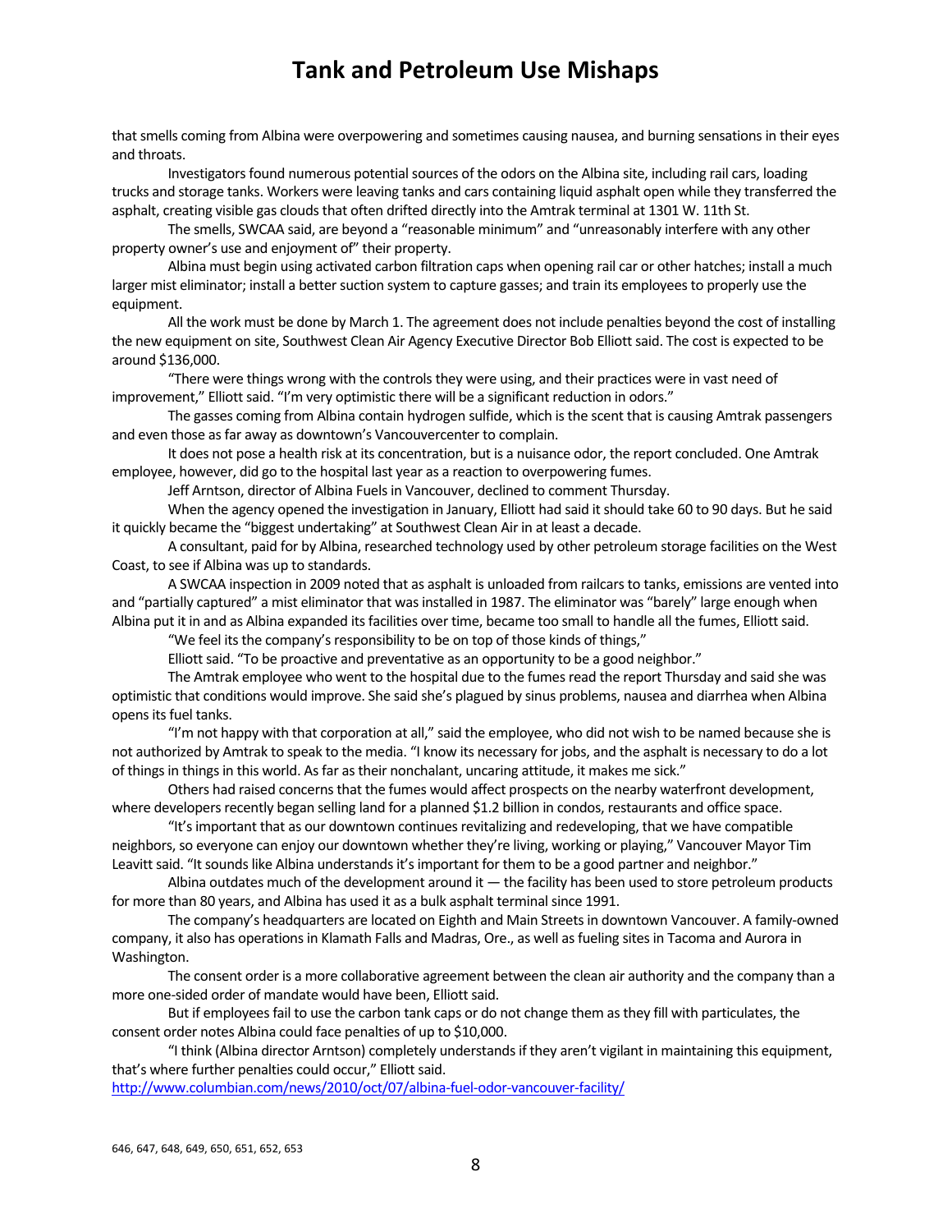that smells coming from Albina were overpowering and sometimes causing nausea, and burning sensations in their eyes and throats.

Investigators found numerous potential sources of the odors on the Albina site, including rail cars, loading trucks and storage tanks. Workers were leaving tanks and cars containing liquid asphalt open while they transferred the asphalt, creating visible gas clouds that often drifted directly into the Amtrak terminal at 1301 W. 11th St.

The smells, SWCAA said, are beyond a "reasonable minimum" and "unreasonably interfere with any other property owner's use and enjoyment of" their property.

Albina must begin using activated carbon filtration caps when opening rail car or other hatches; install a much larger mist eliminator; install a better suction system to capture gasses; and train its employees to properly use the equipment.

All the work must be done by March 1. The agreement does not include penalties beyond the cost of installing the new equipment on site, Southwest Clean Air Agency Executive Director Bob Elliott said. The cost is expected to be around $136,000.

"There were things wrong with the controls they were using, and their practices were in vast need of improvement," Elliott said. "I'm very optimistic there will be a significant reduction in odors."

The gasses coming from Albina contain hydrogen sulfide, which is the scent that is causing Amtrak passengers and even those as far away as downtown's Vancouvercenter to complain.

It does not pose a health risk at its concentration, but is a nuisance odor, the report concluded. One Amtrak employee, however, did go to the hospital last year as a reaction to overpowering fumes.

Jeff Arntson, director of Albina Fuels in Vancouver, declined to comment Thursday.

When the agency opened the investigation in January, Elliott had said it should take 60 to 90 days. But he said it quickly became the "biggest undertaking" at Southwest Clean Air in at least a decade.

A consultant, paid for by Albina, researched technology used by other petroleum storage facilities on the West Coast, to see if Albina was up to standards.

A SWCAA inspection in 2009 noted that as asphalt is unloaded from railcars to tanks, emissions are vented into and "partially captured" a mist eliminator that was installed in 1987. The eliminator was "barely" large enough when Albina put it in and as Albina expanded its facilities over time, became too small to handle all the fumes, Elliott said.

"We feel its the company's responsibility to be on top of those kinds of things,"

Elliott said. "To be proactive and preventative as an opportunity to be a good neighbor."

The Amtrak employee who went to the hospital due to the fumes read the report Thursday and said she was optimistic that conditions would improve. She said she's plagued by sinus problems, nausea and diarrhea when Albina opens its fuel tanks.

"I'm not happy with that corporation at all," said the employee, who did not wish to be named because she is not authorized by Amtrak to speak to the media. "I know its necessary for jobs, and the asphalt is necessary to do a lot of things in things in this world. As far as their nonchalant, uncaring attitude, it makes me sick."

Others had raised concerns that the fumes would affect prospects on the nearby waterfront development, where developers recently began selling land for a planned $1.2 billion in condos, restaurants and office space.

"It's important that as our downtown continues revitalizing and redeveloping, that we have compatible neighbors, so everyone can enjoy our downtown whether they're living, working or playing," Vancouver Mayor Tim Leavitt said. "It sounds like Albina understands it's important for them to be a good partner and neighbor."

Albina outdates much of the development around it — the facility has been used to store petroleum products for more than 80 years, and Albina has used it as a bulk asphalt terminal since 1991.

The company's headquarters are located on Eighth and Main Streets in downtown Vancouver. A family-owned company, it also has operations in Klamath Falls and Madras, Ore., as well as fueling sites in Tacoma and Aurora in Washington.

The consent order is a more collaborative agreement between the clean air authority and the company than a more one-sided order of mandate would have been, Elliott said.

But if employees fail to use the carbon tank caps or do not change them as they fill with particulates, the consent order notes Albina could face penalties of up to $10,000.

"I think (Albina director Arntson) completely understands if they aren't vigilant in maintaining this equipment, that's where further penalties could occur," Elliott said.

http://www.columbian.com/news/2010/oct/07/albina-fuel-odor-vancouver-facility/

646, 647, 648, 649, 650, 651, 652, 653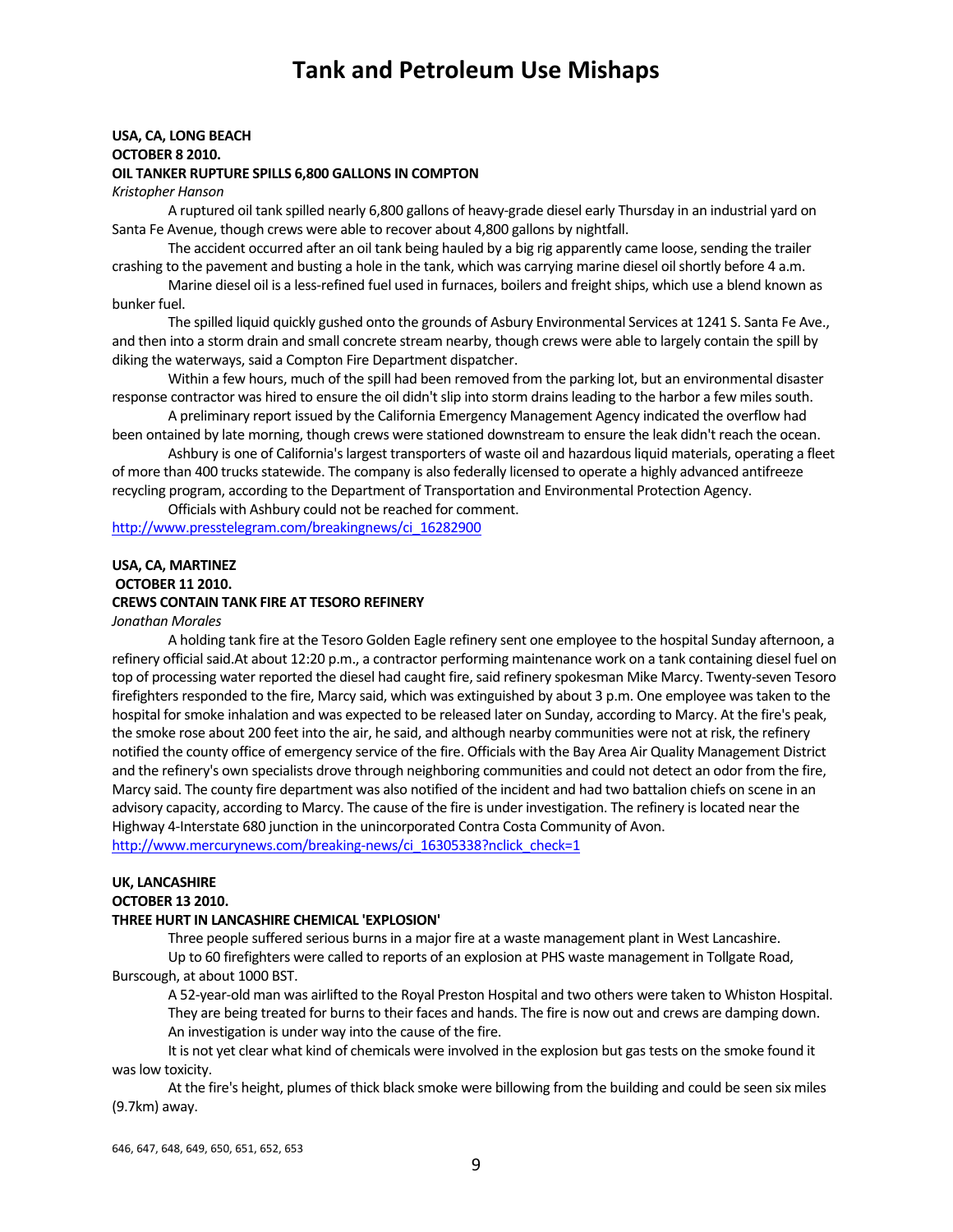# Tank and Petroleum Use Mishaps

**USA, CA, LONG BEACH**
**OCTOBER 8 2010.**
**OIL TANKER RUPTURE SPILLS 6,800 GALLONS IN COMPTON**
*Kristopher Hanson*

A ruptured oil tank spilled nearly 6,800 gallons of heavy-grade diesel early Thursday in an industrial yard on Santa Fe Avenue, though crews were able to recover about 4,800 gallons by nightfall.

The accident occurred after an oil tank being hauled by a big rig apparently came loose, sending the trailer crashing to the pavement and busting a hole in the tank, which was carrying marine diesel oil shortly before 4 a.m.

Marine diesel oil is a less-refined fuel used in furnaces, boilers and freight ships, which use a blend known as bunker fuel.

The spilled liquid quickly gushed onto the grounds of Asbury Environmental Services at 1241 S. Santa Fe Ave., and then into a storm drain and small concrete stream nearby, though crews were able to largely contain the spill by diking the waterways, said a Compton Fire Department dispatcher.

Within a few hours, much of the spill had been removed from the parking lot, but an environmental disaster response contractor was hired to ensure the oil didn't slip into storm drains leading to the harbor a few miles south.

A preliminary report issued by the California Emergency Management Agency indicated the overflow had been ontained by late morning, though crews were stationed downstream to ensure the leak didn't reach the ocean.

Ashbury is one of California's largest transporters of waste oil and hazardous liquid materials, operating a fleet of more than 400 trucks statewide. The company is also federally licensed to operate a highly advanced antifreeze recycling program, according to the Department of Transportation and Environmental Protection Agency.

Officials with Ashbury could not be reached for comment.

http://www.presstelegram.com/breakingnews/ci_16282900

**USA, CA, MARTINEZ**
**OCTOBER 11 2010.**
**CREWS CONTAIN TANK FIRE AT TESORO REFINERY**
*Jonathan Morales*

A holding tank fire at the Tesoro Golden Eagle refinery sent one employee to the hospital Sunday afternoon, a refinery official said.At about 12:20 p.m., a contractor performing maintenance work on a tank containing diesel fuel on top of processing water reported the diesel had caught fire, said refinery spokesman Mike Marcy. Twenty-seven Tesoro firefighters responded to the fire, Marcy said, which was extinguished by about 3 p.m. One employee was taken to the hospital for smoke inhalation and was expected to be released later on Sunday, according to Marcy. At the fire's peak, the smoke rose about 200 feet into the air, he said, and although nearby communities were not at risk, the refinery notified the county office of emergency service of the fire. Officials with the Bay Area Air Quality Management District and the refinery's own specialists drove through neighboring communities and could not detect an odor from the fire, Marcy said. The county fire department was also notified of the incident and had two battalion chiefs on scene in an advisory capacity, according to Marcy. The cause of the fire is under investigation. The refinery is located near the Highway 4-Interstate 680 junction in the unincorporated Contra Costa Community of Avon.

http://www.mercurynews.com/breaking-news/ci_16305338?nclick_check=1

**UK, LANCASHIRE**
**OCTOBER 13 2010.**
**THREE HURT IN LANCASHIRE CHEMICAL 'EXPLOSION'**

Three people suffered serious burns in a major fire at a waste management plant in West Lancashire.

Up to 60 firefighters were called to reports of an explosion at PHS waste management in Tollgate Road, Burscough, at about 1000 BST.

A 52-year-old man was airlifted to the Royal Preston Hospital and two others were taken to Whiston Hospital.

They are being treated for burns to their faces and hands. The fire is now out and crews are damping down.

An investigation is under way into the cause of the fire.

It is not yet clear what kind of chemicals were involved in the explosion but gas tests on the smoke found it was low toxicity.

At the fire's height, plumes of thick black smoke were billowing from the building and could be seen six miles (9.7km) away.

646, 647, 648, 649, 650, 651, 652, 653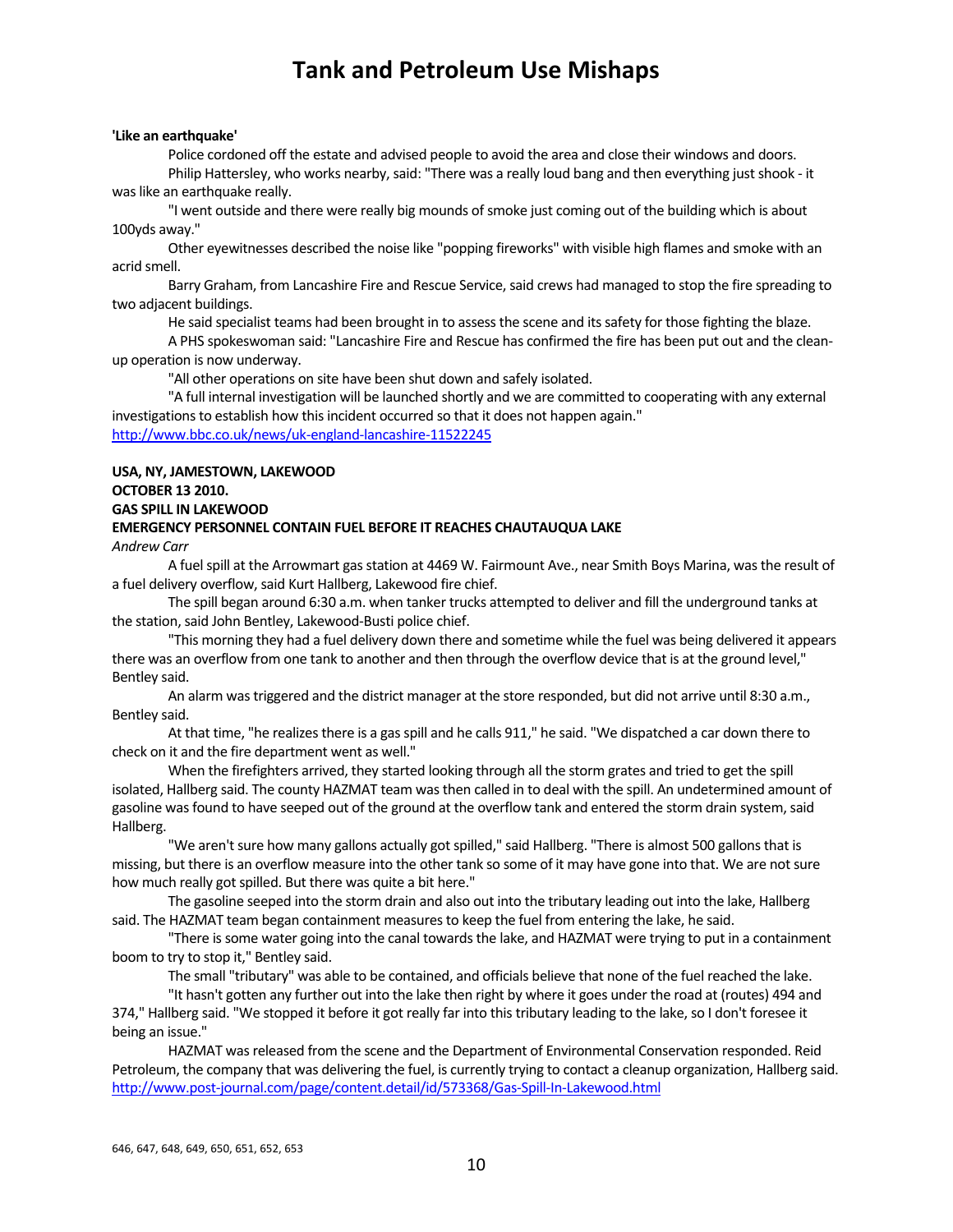**'Like an earthquake'**

Police cordoned off the estate and advised people to avoid the area and close their windows and doors.

Philip Hattersley, who works nearby, said: "There was a really loud bang and then everything just shook - it was like an earthquake really.

"I went outside and there were really big mounds of smoke just coming out of the building which is about 100yds away."

Other eyewitnesses described the noise like "popping fireworks" with visible high flames and smoke with an acrid smell.

Barry Graham, from Lancashire Fire and Rescue Service, said crews had managed to stop the fire spreading to two adjacent buildings.

He said specialist teams had been brought in to assess the scene and its safety for those fighting the blaze.

A PHS spokeswoman said: "Lancashire Fire and Rescue has confirmed the fire has been put out and the clean-up operation is now underway.

"All other operations on site have been shut down and safely isolated.

"A full internal investigation will be launched shortly and we are committed to cooperating with any external investigations to establish how this incident occurred so that it does not happen again."

http://www.bbc.co.uk/news/uk-england-lancashire-11522245

**USA, NY, JAMESTOWN, LAKEWOOD**
**OCTOBER 13 2010.**
**GAS SPILL IN LAKEWOOD**
**EMERGENCY PERSONNEL CONTAIN FUEL BEFORE IT REACHES CHAUTAUQUA LAKE**

*Andrew Carr*

A fuel spill at the Arrowmart gas station at 4469 W. Fairmount Ave., near Smith Boys Marina, was the result of a fuel delivery overflow, said Kurt Hallberg, Lakewood fire chief.

The spill began around 6:30 a.m. when tanker trucks attempted to deliver and fill the underground tanks at the station, said John Bentley, Lakewood-Busti police chief.

"This morning they had a fuel delivery down there and sometime while the fuel was being delivered it appears there was an overflow from one tank to another and then through the overflow device that is at the ground level," Bentley said.

An alarm was triggered and the district manager at the store responded, but did not arrive until 8:30 a.m., Bentley said.

At that time, "he realizes there is a gas spill and he calls 911," he said. "We dispatched a car down there to check on it and the fire department went as well."

When the firefighters arrived, they started looking through all the storm grates and tried to get the spill isolated, Hallberg said. The county HAZMAT team was then called in to deal with the spill. An undetermined amount of gasoline was found to have seeped out of the ground at the overflow tank and entered the storm drain system, said Hallberg.

"We aren't sure how many gallons actually got spilled," said Hallberg. "There is almost 500 gallons that is missing, but there is an overflow measure into the other tank so some of it may have gone into that. We are not sure how much really got spilled. But there was quite a bit here."

The gasoline seeped into the storm drain and also out into the tributary leading out into the lake, Hallberg said. The HAZMAT team began containment measures to keep the fuel from entering the lake, he said.

"There is some water going into the canal towards the lake, and HAZMAT were trying to put in a containment boom to try to stop it," Bentley said.

The small "tributary" was able to be contained, and officials believe that none of the fuel reached the lake.

"It hasn't gotten any further out into the lake then right by where it goes under the road at (routes) 494 and 374," Hallberg said. "We stopped it before it got really far into this tributary leading to the lake, so I don't foresee it being an issue."

HAZMAT was released from the scene and the Department of Environmental Conservation responded. Reid Petroleum, the company that was delivering the fuel, is currently trying to contact a cleanup organization, Hallberg said.

http://www.post-journal.com/page/content.detail/id/573368/Gas-Spill-In-Lakewood.html

646, 647, 648, 649, 650, 651, 652, 653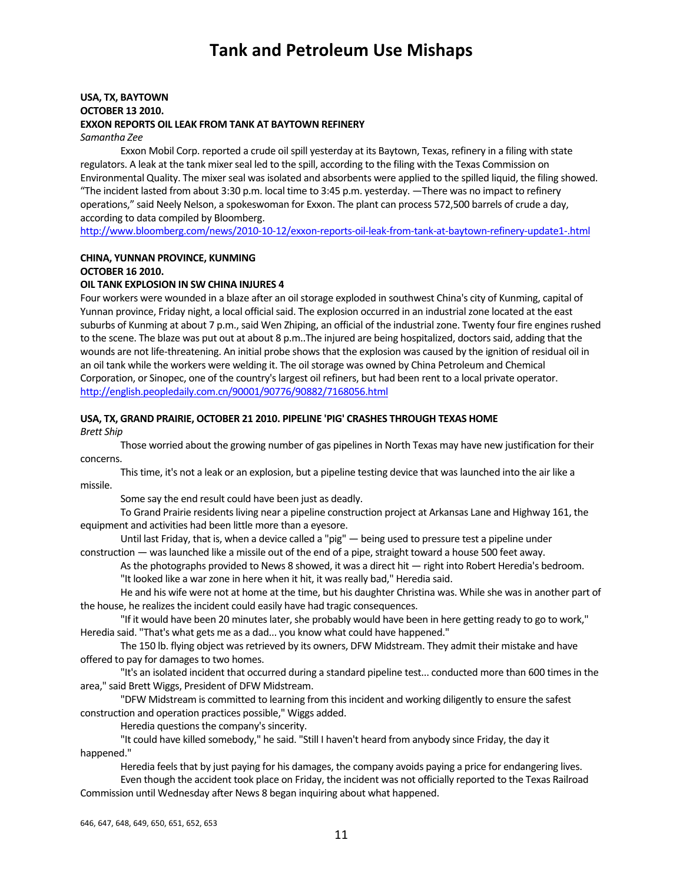# Tank and Petroleum Use Mishaps

**USA, TX, BAYTOWN**
**OCTOBER 13 2010.**
**EXXON REPORTS OIL LEAK FROM TANK AT BAYTOWN REFINERY**
*Samantha Zee*

Exxon Mobil Corp. reported a crude oil spill yesterday at its Baytown, Texas, refinery in a filing with state regulators. A leak at the tank mixer seal led to the spill, according to the filing with the Texas Commission on Environmental Quality. The mixer seal was isolated and absorbents were applied to the spilled liquid, the filing showed. "The incident lasted from about 3:30 p.m. local time to 3:45 p.m. yesterday. —There was no impact to refinery operations," said Neely Nelson, a spokeswoman for Exxon. The plant can process 572,500 barrels of crude a day, according to data compiled by Bloomberg.
http://www.bloomberg.com/news/2010-10-12/exxon-reports-oil-leak-from-tank-at-baytown-refinery-update1-.html

**CHINA, YUNNAN PROVINCE, KUNMING**
**OCTOBER 16 2010.**
**OIL TANK EXPLOSION IN SW CHINA INJURES 4**

Four workers were wounded in a blaze after an oil storage exploded in southwest China's city of Kunming, capital of Yunnan province, Friday night, a local official said. The explosion occurred in an industrial zone located at the east suburbs of Kunming at about 7 p.m., said Wen Zhiping, an official of the industrial zone. Twenty four fire engines rushed to the scene. The blaze was put out at about 8 p.m..The injured are being hospitalized, doctors said, adding that the wounds are not life-threatening. An initial probe shows that the explosion was caused by the ignition of residual oil in an oil tank while the workers were welding it. The oil storage was owned by China Petroleum and Chemical Corporation, or Sinopec, one of the country's largest oil refiners, but had been rent to a local private operator.
http://english.peopledaily.com.cn/90001/90776/90882/7168056.html

**USA, TX, GRAND PRAIRIE, OCTOBER 21 2010. PIPELINE 'PIG' CRASHES THROUGH TEXAS HOME**
*Brett Ship*

Those worried about the growing number of gas pipelines in North Texas may have new justification for their concerns.

This time, it's not a leak or an explosion, but a pipeline testing device that was launched into the air like a missile.

Some say the end result could have been just as deadly.

To Grand Prairie residents living near a pipeline construction project at Arkansas Lane and Highway 161, the equipment and activities had been little more than a eyesore.

Until last Friday, that is, when a device called a "pig" — being used to pressure test a pipeline under construction — was launched like a missile out of the end of a pipe, straight toward a house 500 feet away.

As the photographs provided to News 8 showed, it was a direct hit — right into Robert Heredia's bedroom.

"It looked like a war zone in here when it hit, it was really bad," Heredia said.

He and his wife were not at home at the time, but his daughter Christina was. While she was in another part of the house, he realizes the incident could easily have had tragic consequences.

"If it would have been 20 minutes later, she probably would have been in here getting ready to go to work," Heredia said. "That's what gets me as a dad... you know what could have happened."

The 150 lb. flying object was retrieved by its owners, DFW Midstream. They admit their mistake and have offered to pay for damages to two homes.

"It's an isolated incident that occurred during a standard pipeline test... conducted more than 600 times in the area," said Brett Wiggs, President of DFW Midstream.

"DFW Midstream is committed to learning from this incident and working diligently to ensure the safest construction and operation practices possible," Wiggs added.

Heredia questions the company's sincerity.

"It could have killed somebody," he said. "Still I haven't heard from anybody since Friday, the day it happened."

Heredia feels that by just paying for his damages, the company avoids paying a price for endangering lives.

Even though the accident took place on Friday, the incident was not officially reported to the Texas Railroad Commission until Wednesday after News 8 began inquiring about what happened.

646, 647, 648, 649, 650, 651, 652, 653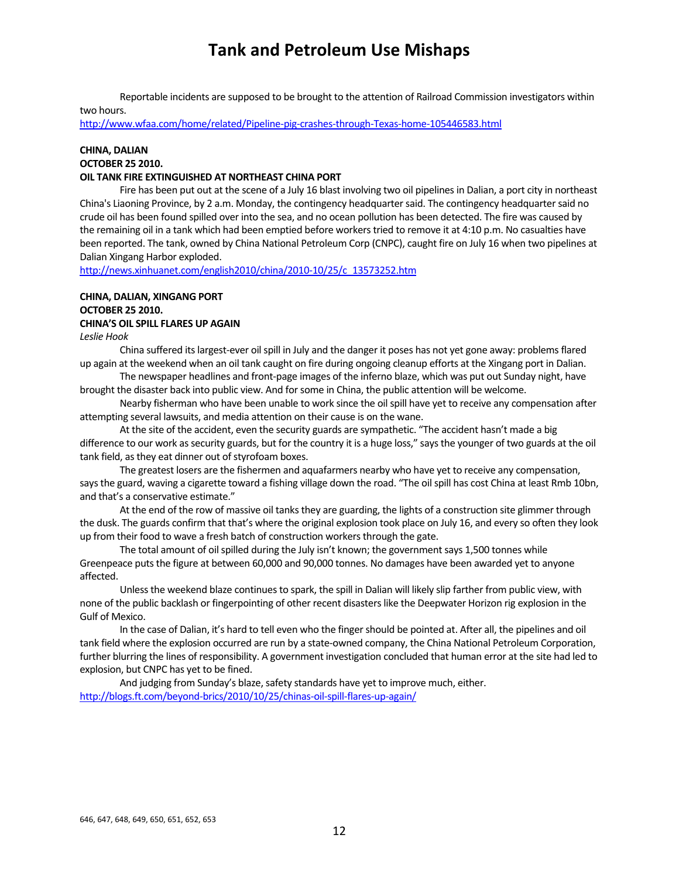Reportable incidents are supposed to be brought to the attention of Railroad Commission investigators within two hours.

http://www.wfaa.com/home/related/Pipeline-pig-crashes-through-Texas-home-105446583.html

**CHINA, DALIAN**
**OCTOBER 25 2010.**
**OIL TANK FIRE EXTINGUISHED AT NORTHEAST CHINA PORT**

Fire has been put out at the scene of a July 16 blast involving two oil pipelines in Dalian, a port city in northeast China's Liaoning Province, by 2 a.m. Monday, the contingency headquarter said. The contingency headquarter said no crude oil has been found spilled over into the sea, and no ocean pollution has been detected. The fire was caused by the remaining oil in a tank which had been emptied before workers tried to remove it at 4:10 p.m. No casualties have been reported. The tank, owned by China National Petroleum Corp (CNPC), caught fire on July 16 when two pipelines at Dalian Xingang Harbor exploded.

http://news.xinhuanet.com/english2010/china/2010-10/25/c_13573252.htm

**CHINA, DALIAN, XINGANG PORT**
**OCTOBER 25 2010.**
**CHINA'S OIL SPILL FLARES UP AGAIN**

*Leslie Hook*

China suffered its largest-ever oil spill in July and the danger it poses has not yet gone away: problems flared up again at the weekend when an oil tank caught on fire during ongoing cleanup efforts at the Xingang port in Dalian.

The newspaper headlines and front-page images of the inferno blaze, which was put out Sunday night, have brought the disaster back into public view. And for some in China, the public attention will be welcome.

Nearby fisherman who have been unable to work since the oil spill have yet to receive any compensation after attempting several lawsuits, and media attention on their cause is on the wane.

At the site of the accident, even the security guards are sympathetic. "The accident hasn't made a big difference to our work as security guards, but for the country it is a huge loss," says the younger of two guards at the oil tank field, as they eat dinner out of styrofoam boxes.

The greatest losers are the fishermen and aquafarmers nearby who have yet to receive any compensation, says the guard, waving a cigarette toward a fishing village down the road. "The oil spill has cost China at least Rmb 10bn, and that's a conservative estimate."

At the end of the row of massive oil tanks they are guarding, the lights of a construction site glimmer through the dusk. The guards confirm that that's where the original explosion took place on July 16, and every so often they look up from their food to wave a fresh batch of construction workers through the gate.

The total amount of oil spilled during the July isn't known; the government says 1,500 tonnes while Greenpeace puts the figure at between 60,000 and 90,000 tonnes. No damages have been awarded yet to anyone affected.

Unless the weekend blaze continues to spark, the spill in Dalian will likely slip farther from public view, with none of the public backlash or fingerpointing of other recent disasters like the Deepwater Horizon rig explosion in the Gulf of Mexico.

In the case of Dalian, it's hard to tell even who the finger should be pointed at. After all, the pipelines and oil tank field where the explosion occurred are run by a state-owned company, the China National Petroleum Corporation, further blurring the lines of responsibility. A government investigation concluded that human error at the site had led to explosion, but CNPC has yet to be fined.

And judging from Sunday's blaze, safety standards have yet to improve much, either.

http://blogs.ft.com/beyond-brics/2010/10/25/chinas-oil-spill-flares-up-again/

646, 647, 648, 649, 650, 651, 652, 653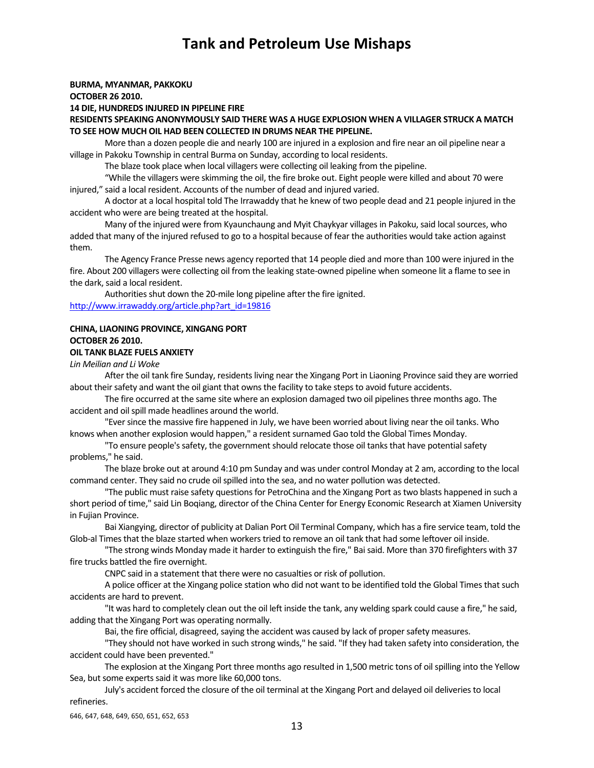# Tank and Petroleum Use Mishaps

**BURMA, MYANMAR, PAKKOKU**
**OCTOBER 26 2010.**
**14 DIE, HUNDREDS INJURED IN PIPELINE FIRE**
**RESIDENTS SPEAKING ANONYMOUSLY SAID THERE WAS A HUGE EXPLOSION WHEN A VILLAGER STRUCK A MATCH TO SEE HOW MUCH OIL HAD BEEN COLLECTED IN DRUMS NEAR THE PIPELINE.**

More than a dozen people die and nearly 100 are injured in a explosion and fire near an oil pipeline near a village in Pakoku Township in central Burma on Sunday, according to local residents.

The blaze took place when local villagers were collecting oil leaking from the pipeline.

"While the villagers were skimming the oil, the fire broke out. Eight people were killed and about 70 were injured," said a local resident. Accounts of the number of dead and injured varied.

A doctor at a local hospital told The Irrawaddy that he knew of two people dead and 21 people injured in the accident who were are being treated at the hospital.

Many of the injured were from Kyaunchaung and Myit Chaykyar villages in Pakoku, said local sources, who added that many of the injured refused to go to a hospital because of fear the authorities would take action against them.

The Agency France Presse news agency reported that 14 people died and more than 100 were injured in the fire. About 200 villagers were collecting oil from the leaking state-owned pipeline when someone lit a flame to see in the dark, said a local resident.

Authorities shut down the 20-mile long pipeline after the fire ignited.

http://www.irrawaddy.org/article.php?art_id=19816

**CHINA, LIAONING PROVINCE, XINGANG PORT**
**OCTOBER 26 2010.**
**OIL TANK BLAZE FUELS ANXIETY**

*Lin Meilian and Li Woke*

After the oil tank fire Sunday, residents living near the Xingang Port in Liaoning Province said they are worried about their safety and want the oil giant that owns the facility to take steps to avoid future accidents.

The fire occurred at the same site where an explosion damaged two oil pipelines three months ago. The accident and oil spill made headlines around the world.

"Ever since the massive fire happened in July, we have been worried about living near the oil tanks. Who knows when another explosion would happen," a resident surnamed Gao told the Global Times Monday.

"To ensure people's safety, the government should relocate those oil tanks that have potential safety problems," he said.

The blaze broke out at around 4:10 pm Sunday and was under control Monday at 2 am, according to the local command center. They said no crude oil spilled into the sea, and no water pollution was detected.

"The public must raise safety questions for PetroChina and the Xingang Port as two blasts happened in such a short period of time," said Lin Boqiang, director of the China Center for Energy Economic Research at Xiamen University in Fujian Province.

Bai Xiangying, director of publicity at Dalian Port Oil Terminal Company, which has a fire service team, told the Glob-al Times that the blaze started when workers tried to remove an oil tank that had some leftover oil inside.

"The strong winds Monday made it harder to extinguish the fire," Bai said. More than 370 firefighters with 37 fire trucks battled the fire overnight.

CNPC said in a statement that there were no casualties or risk of pollution.

A police officer at the Xingang police station who did not want to be identified told the Global Times that such accidents are hard to prevent.

"It was hard to completely clean out the oil left inside the tank, any welding spark could cause a fire," he said, adding that the Xingang Port was operating normally.

Bai, the fire official, disagreed, saying the accident was caused by lack of proper safety measures.

"They should not have worked in such strong winds," he said. "If they had taken safety into consideration, the accident could have been prevented."

The explosion at the Xingang Port three months ago resulted in 1,500 metric tons of oil spilling into the Yellow Sea, but some experts said it was more like 60,000 tons.

July's accident forced the closure of the oil terminal at the Xingang Port and delayed oil deliveries to local refineries.

646, 647, 648, 649, 650, 651, 652, 653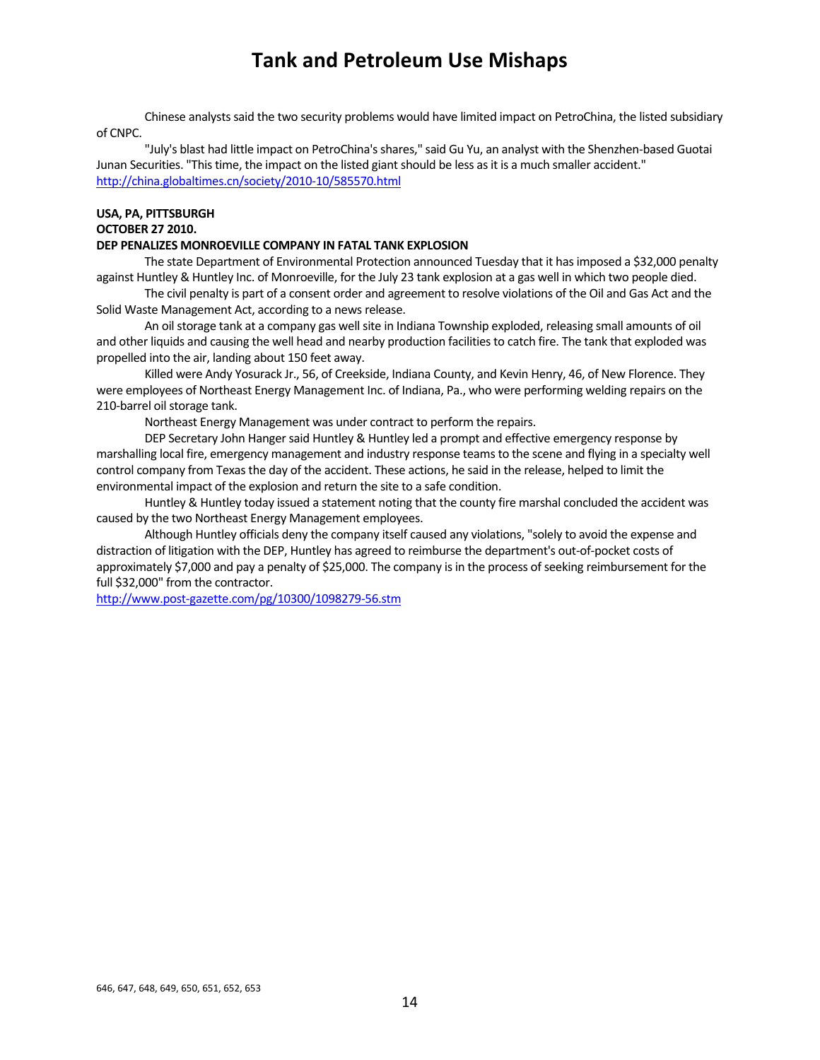Chinese analysts said the two security problems would have limited impact on PetroChina, the listed subsidiary of CNPC.

"July's blast had little impact on PetroChina's shares," said Gu Yu, an analyst with the Shenzhen-based Guotai Junan Securities. "This time, the impact on the listed giant should be less as it is a much smaller accident."
http://china.globaltimes.cn/society/2010-10/585570.html

**USA, PA, PITTSBURGH**
**OCTOBER 27 2010.**
**DEP PENALIZES MONROEVILLE COMPANY IN FATAL TANK EXPLOSION**

The state Department of Environmental Protection announced Tuesday that it has imposed a $32,000 penalty against Huntley & Huntley Inc. of Monroeville, for the July 23 tank explosion at a gas well in which two people died.

The civil penalty is part of a consent order and agreement to resolve violations of the Oil and Gas Act and the Solid Waste Management Act, according to a news release.

An oil storage tank at a company gas well site in Indiana Township exploded, releasing small amounts of oil and other liquids and causing the well head and nearby production facilities to catch fire. The tank that exploded was propelled into the air, landing about 150 feet away.

Killed were Andy Yosurack Jr., 56, of Creekside, Indiana County, and Kevin Henry, 46, of New Florence. They were employees of Northeast Energy Management Inc. of Indiana, Pa., who were performing welding repairs on the 210-barrel oil storage tank.

Northeast Energy Management was under contract to perform the repairs.

DEP Secretary John Hanger said Huntley & Huntley led a prompt and effective emergency response by marshalling local fire, emergency management and industry response teams to the scene and flying in a specialty well control company from Texas the day of the accident. These actions, he said in the release, helped to limit the environmental impact of the explosion and return the site to a safe condition.

Huntley & Huntley today issued a statement noting that the county fire marshal concluded the accident was caused by the two Northeast Energy Management employees.

Although Huntley officials deny the company itself caused any violations, "solely to avoid the expense and distraction of litigation with the DEP, Huntley has agreed to reimburse the department's out-of-pocket costs of approximately $7,000 and pay a penalty of $25,000. The company is in the process of seeking reimbursement for the full $32,000" from the contractor.
http://www.post-gazette.com/pg/10300/1098279-56.stm

646, 647, 648, 649, 650, 651, 652, 653